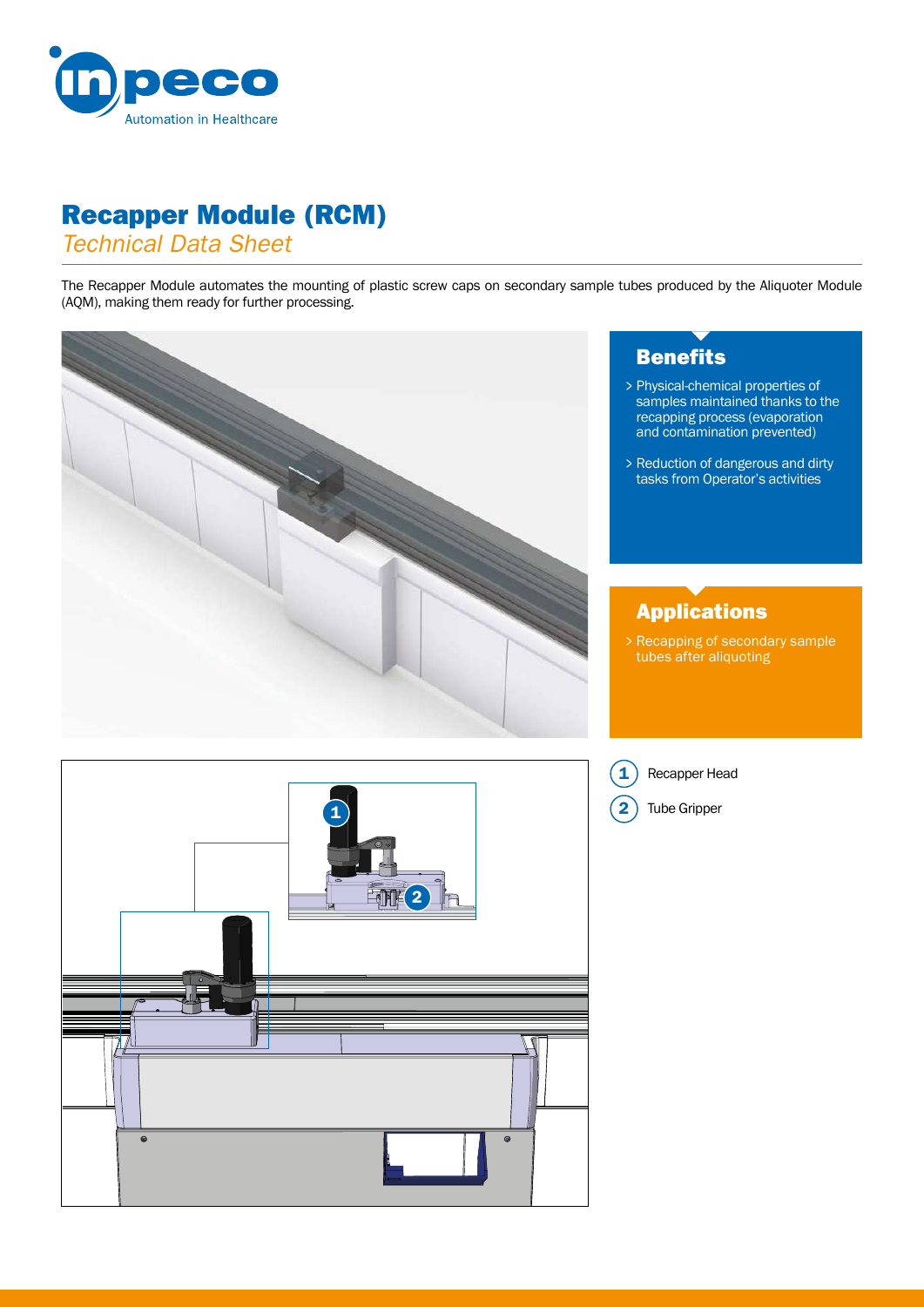# Recapper Module (RCM)

*Technical Data Sheet*

The Recapper Module automates the mounting of plastic screw caps on secondary sample tubes produced by the Aliquoter Module (AQM), making them ready for further processing.

## Benefits

- Physical-chemical properties of samples maintained thanks to the recapping process (evaporation and contamination prevented)
- Reduction of dangerous and dirty tasks from Operator's activities

## Applications

- Recapping of secondary sample tubes after aliquoting

1. Recapper Head
2. Tube Gripper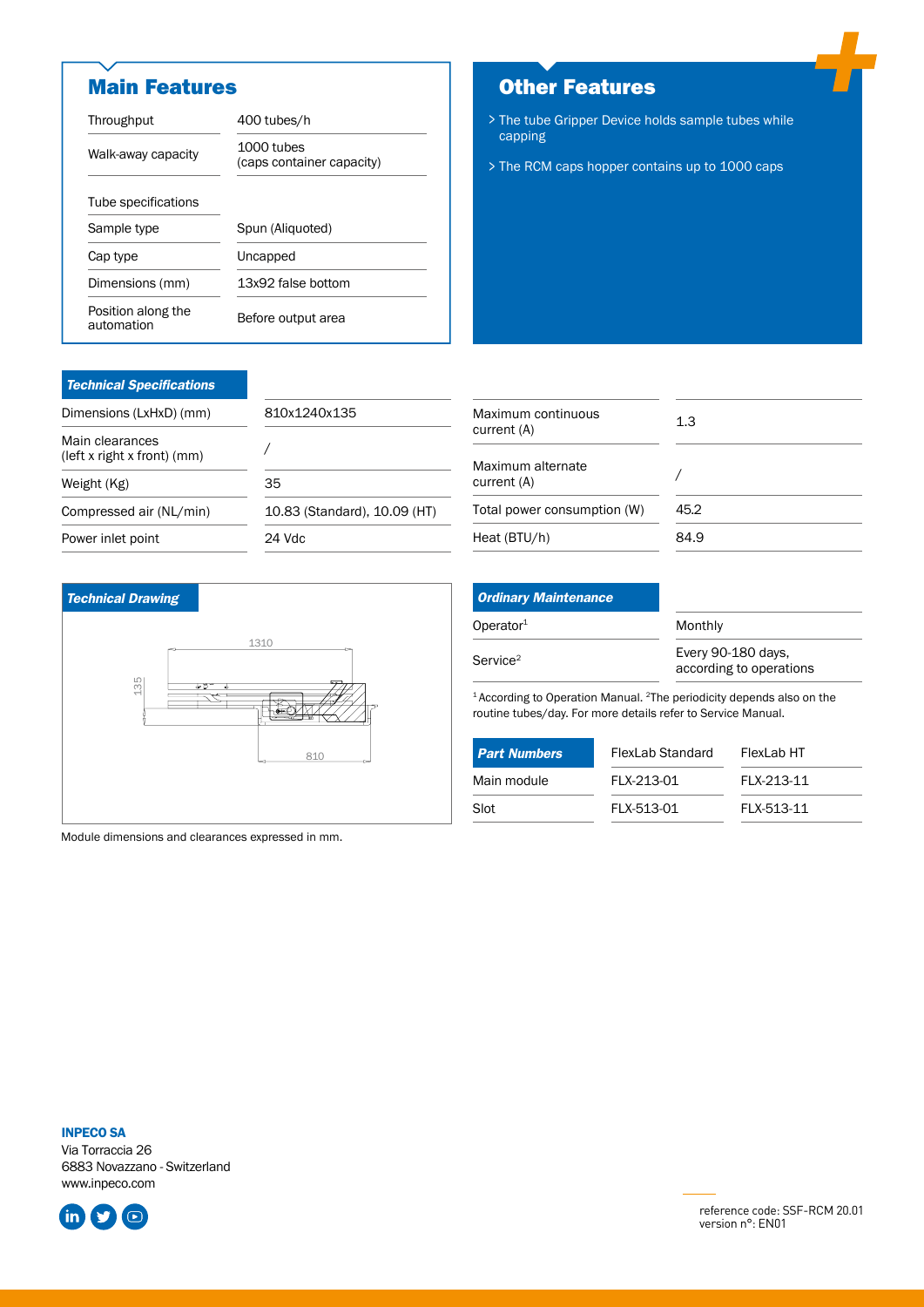## Main Features

| | |
|---|---|
| Throughput | 400 tubes/h |
| Walk-away capacity | 1000 tubes (caps container capacity) |
| Tube specifications | |
| Sample type | Spun (Aliquoted) |
| Cap type | Uncapped |
| Dimensions (mm) | 13x92 false bottom |
| Position along the automation | Before output area |

## Other Features

- The tube Gripper Device holds sample tubes while capping
- The RCM caps hopper contains up to 1000 caps

### Technical Specifications

| | |
|---|---|
| Dimensions (LxHxD) (mm) | 810x1240x135 |
| Main clearances (left x right x front) (mm) | / |
| Weight (Kg) | 35 |
| Compressed air (NL/min) | 10.83 (Standard), 10.09 (HT) |
| Power inlet point | 24 Vdc |
| Maximum continuous current (A) | 1.3 |
| Maximum alternate current (A) | / |
| Total power consumption (W) | 45.2 |
| Heat (BTU/h) | 84.9 |

### Technical Drawing

1310

135

810

Module dimensions and clearances expressed in mm.

### Ordinary Maintenance

| | |
|---|---|
| Operator[1] | Monthly |
| Service[2] | Every 90-180 days, according to operations |

[1] According to Operation Manual. [2] The periodicity depends also on the routine tubes/day. For more details refer to Service Manual.

| Part Numbers | FlexLab Standard | FlexLab HT |
|---|---|---|
| Main module | FLX-213-01 | FLX-213-11 |
| Slot | FLX-513-01 | FLX-513-11 |

**INPECO SA**
Via Torraccia 26
6883 Novazzano - Switzerland
www.inpeco.com

reference code: SSF-RCM 20.01
version n°: EN01